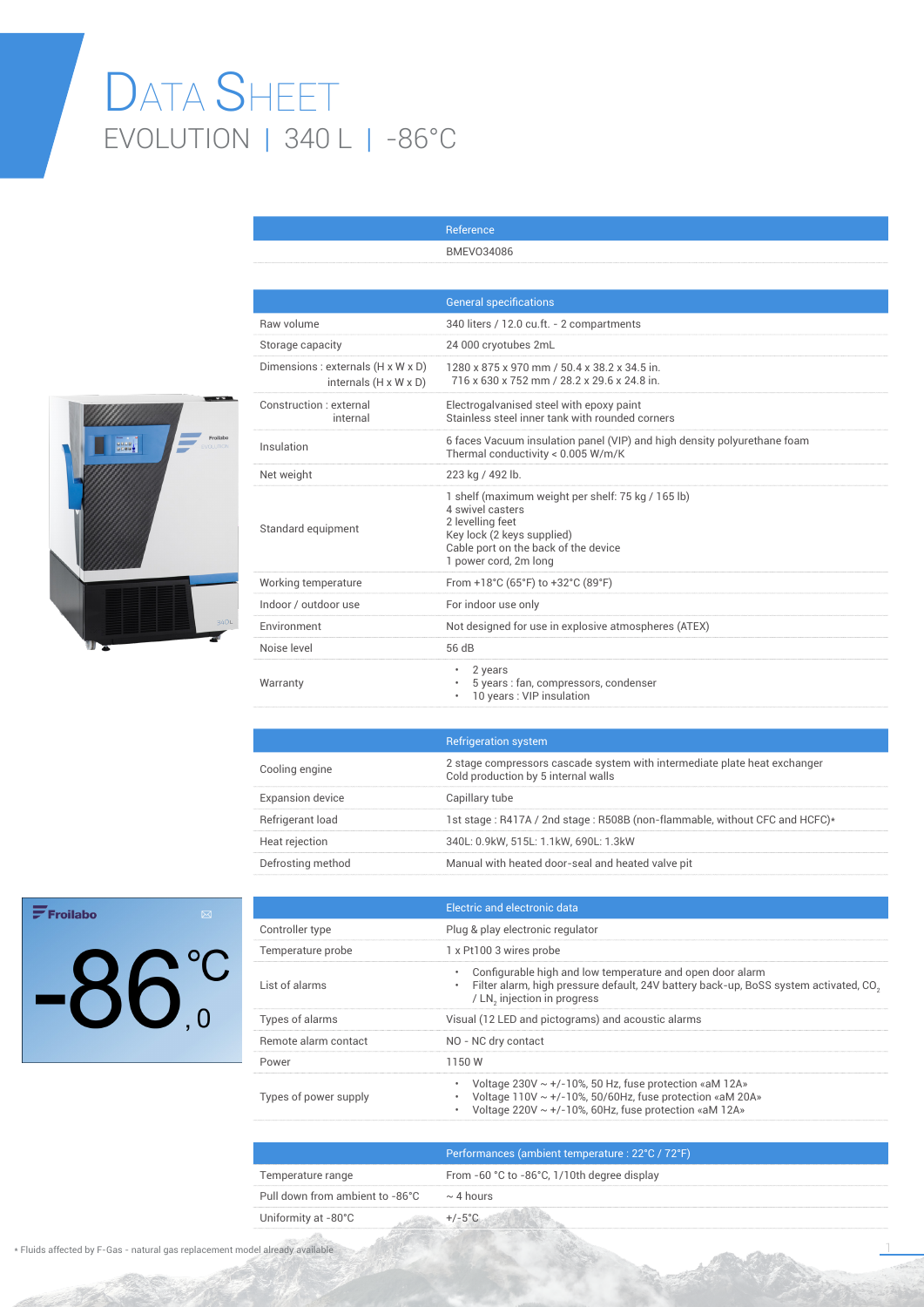# DATA SHEET

## EVOLUTION | 340 L | -86°C

| | Reference |
|---|---|
| | BMEVO34086 |

| | General specifications |
|---|---|
| Raw volume | 340 liters / 12.0 cu.ft. - 2 compartments |
| Storage capacity | 24 000 cryotubes 2mL |
| Dimensions : externals (H x W x D) internals (H x W x D) | 1280 x 875 x 970 mm / 50.4 x 38.2 x 34.5 in. 716 x 630 x 752 mm / 28.2 x 29.6 x 24.8 in. |
| Construction : external internal | Electrogalvanised steel with epoxy paint Stainless steel inner tank with rounded corners |
| Insulation | 6 faces Vacuum insulation panel (VIP) and high density polyurethane foam Thermal conductivity < 0.005 W/m/K |
| Net weight | 223 kg / 492 lb. |
| Standard equipment | 1 shelf (maximum weight per shelf: 75 kg / 165 lb) 4 swivel casters 2 levelling feet Key lock (2 keys supplied) Cable port on the back of the device 1 power cord, 2m long |
| Working temperature | From +18°C (65°F) to +32°C (89°F) |
| Indoor / outdoor use | For indoor use only |
| Environment | Not designed for use in explosive atmospheres (ATEX) |
| Noise level | 56 dB |
| Warranty | • 2 years • 5 years : fan, compressors, condenser • 10 years : VIP insulation |

| | Refrigeration system |
|---|---|
| Cooling engine | 2 stage compressors cascade system with intermediate plate heat exchanger Cold production by 5 internal walls |
| Expansion device | Capillary tube |
| Refrigerant load | 1st stage : R417A / 2nd stage : R508B (non-flammable, without CFC and HCFC)* |
| Heat rejection | 340L: 0.9kW, 515L: 1.1kW, 690L: 1.3kW |
| Defrosting method | Manual with heated door-seal and heated valve pit |

| | Electric and electronic data |
|---|---|
| Controller type | Plug & play electronic regulator |
| Temperature probe | 1 x Pt100 3 wires probe |
| List of alarms | • Configurable high and low temperature and open door alarm • Filter alarm, high pressure default, 24V battery back-up, BoSS system activated, $CO_2$ / $LN_2$ injection in progress |
| Types of alarms | Visual (12 LED and pictograms) and acoustic alarms |
| Remote alarm contact | NO - NC dry contact |
| Power | 1150 W |
| Types of power supply | • Voltage 230V ~ +/-10%, 50 Hz, fuse protection «aM 12A» • Voltage 110V ~ +/-10%, 50/60Hz, fuse protection «aM 20A» • Voltage 220V ~ +/-10%, 60Hz, fuse protection «aM 12A» |

| | Performances (ambient temperature : 22°C / 72°F) |
|---|---|
| Temperature range | From -60 °C to -86°C, 1/10th degree display |
| Pull down from ambient to -86°C | ~ 4 hours |
| Uniformity at -80°C | +/-5°C |

* Fluids affected by F-Gas - natural gas replacement model already available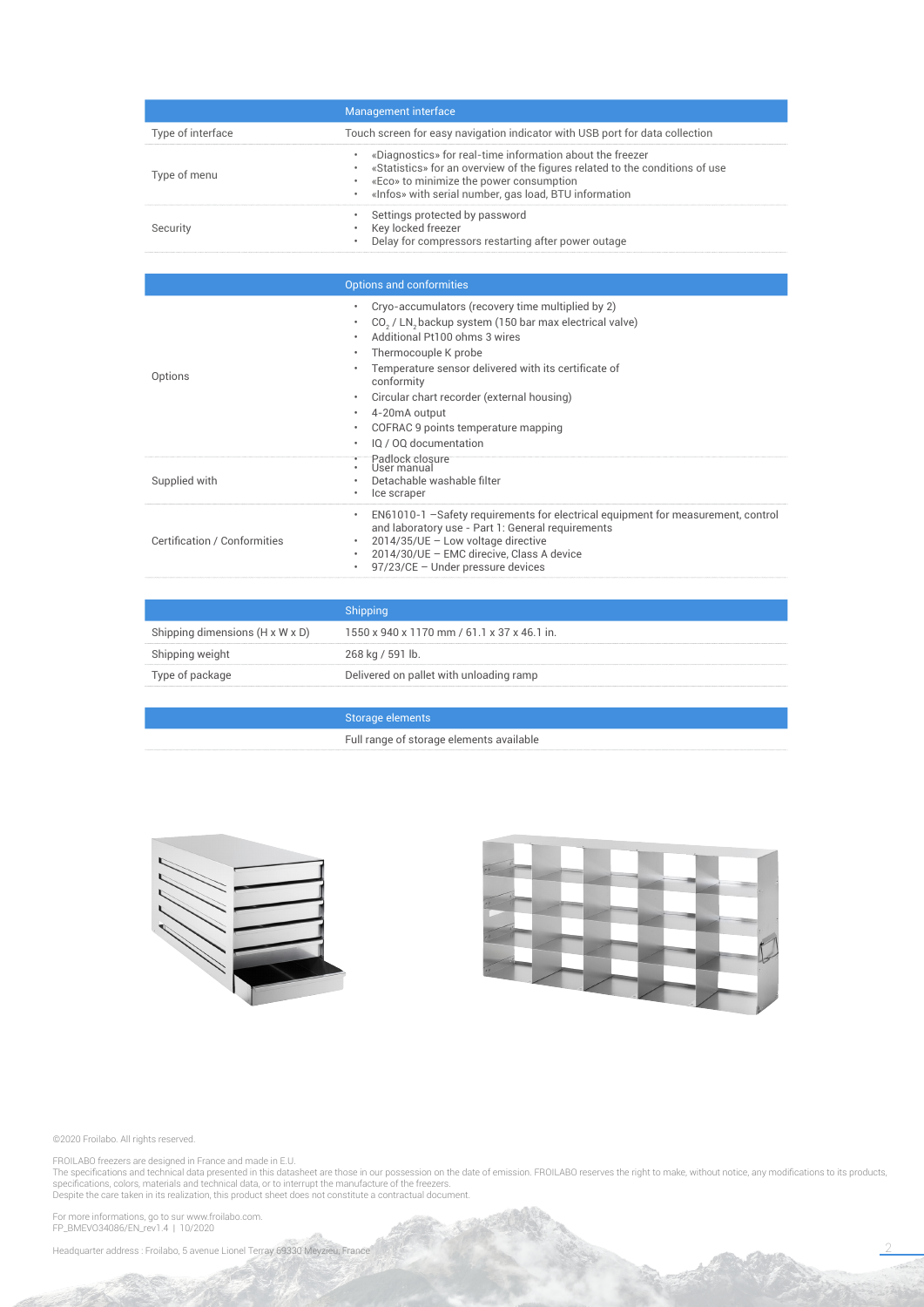| | Management interface |
| --- | --- |
| Type of interface | Touch screen for easy navigation indicator with USB port for data collection |
| Type of menu | • «Diagnostics» for real-time information about the freezer<br>• «Statistics» for an overview of the figures related to the conditions of use<br>• «Eco» to minimize the power consumption<br>• «Infos» with serial number, gas load, BTU information |
| Security | • Settings protected by password<br>• Key locked freezer<br>• Delay for compressors restarting after power outage |

| | Options and conformities |
| --- | --- |
| Options | • Cryo-accumulators (recovery time multiplied by 2)<br>• $CO_2$ / $LN_2$ backup system (150 bar max electrical valve)<br>• Additional Pt100 ohms 3 wires<br>• Thermocouple K probe<br>• Temperature sensor delivered with its certificate of conformity<br>• Circular chart recorder (external housing)<br>• 4-20mA output<br>• COFRAC 9 points temperature mapping<br>• IQ / OQ documentation |
| Supplied with | • Padlock closure<br>• User manual<br>• Detachable washable filter<br>• Ice scraper |
| Certification / Conformities | • EN61010-1 –Safety requirements for electrical equipment for measurement, control and laboratory use - Part 1: General requirements<br>• 2014/35/UE – Low voltage directive<br>• 2014/30/UE – EMC direcive, Class A device<br>• 97/23/CE – Under pressure devices |

| | Shipping |
| --- | --- |
| Shipping dimensions (H x W x D) | 1550 x 940 x 1170 mm / 61.1 x 37 x 46.1 in. |
| Shipping weight | 268 kg / 591 lb. |
| Type of package | Delivered on pallet with unloading ramp |

| | Storage elements |
| --- | --- |
| | Full range of storage elements available |

©2020 Froilabo. All rights reserved.

FROILABO freezers are designed in France and made in E.U.
The specifications and technical data presented in this datasheet are those in our possession on the date of emission. FROILABO reserves the right to make, without notice, any modifications to its products, specifications, colors, materials and technical data, or to interrupt the manufacture of the freezers.
Despite the care taken in its realization, this product sheet does not constitute a contractual document.

For more informations, go to sur www.froilabo.com.
FP_BMEVO34086/EN_rev1.4 | 10/2020

Headquarter address : Froilabo, 5 avenue Lionel Terray 69330 Meyzieu, France